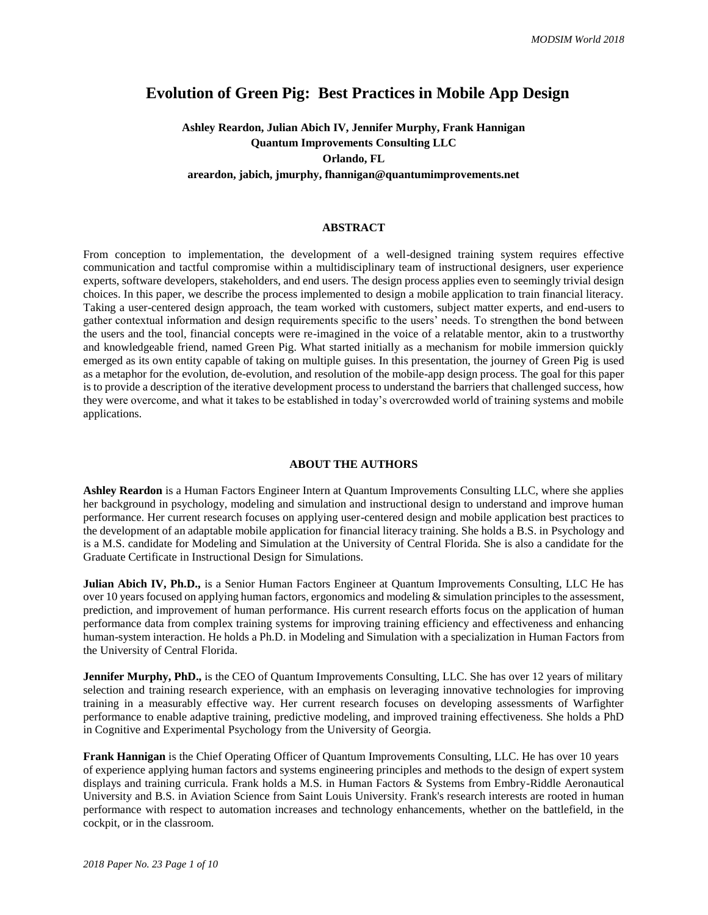# Evolution of Green Pig: Best Practices in Mobile App Design

**Ashley Reardon, Julian Abich IV, Jennifer Murphy, Frank Hannigan**
**Quantum Improvements Consulting LLC**
**Orlando, FL**
**areardon, jabich, jmurphy, fhannigan@quantumimprovements.net**

## ABSTRACT

From conception to implementation, the development of a well-designed training system requires effective communication and tactful compromise within a multidisciplinary team of instructional designers, user experience experts, software developers, stakeholders, and end users. The design process applies even to seemingly trivial design choices. In this paper, we describe the process implemented to design a mobile application to train financial literacy. Taking a user-centered design approach, the team worked with customers, subject matter experts, and end-users to gather contextual information and design requirements specific to the users' needs. To strengthen the bond between the users and the tool, financial concepts were re-imagined in the voice of a relatable mentor, akin to a trustworthy and knowledgeable friend, named Green Pig. What started initially as a mechanism for mobile immersion quickly emerged as its own entity capable of taking on multiple guises. In this presentation, the journey of Green Pig is used as a metaphor for the evolution, de-evolution, and resolution of the mobile-app design process. The goal for this paper is to provide a description of the iterative development process to understand the barriers that challenged success, how they were overcome, and what it takes to be established in today's overcrowded world of training systems and mobile applications.

## ABOUT THE AUTHORS

**Ashley Reardon** is a Human Factors Engineer Intern at Quantum Improvements Consulting LLC, where she applies her background in psychology, modeling and simulation and instructional design to understand and improve human performance. Her current research focuses on applying user-centered design and mobile application best practices to the development of an adaptable mobile application for financial literacy training. She holds a B.S. in Psychology and is a M.S. candidate for Modeling and Simulation at the University of Central Florida. She is also a candidate for the Graduate Certificate in Instructional Design for Simulations.

**Julian Abich IV, Ph.D.,** is a Senior Human Factors Engineer at Quantum Improvements Consulting, LLC He has over 10 years focused on applying human factors, ergonomics and modeling & simulation principles to the assessment, prediction, and improvement of human performance. His current research efforts focus on the application of human performance data from complex training systems for improving training efficiency and effectiveness and enhancing human-system interaction. He holds a Ph.D. in Modeling and Simulation with a specialization in Human Factors from the University of Central Florida.

**Jennifer Murphy, PhD.,** is the CEO of Quantum Improvements Consulting, LLC. She has over 12 years of military selection and training research experience, with an emphasis on leveraging innovative technologies for improving training in a measurably effective way. Her current research focuses on developing assessments of Warfighter performance to enable adaptive training, predictive modeling, and improved training effectiveness. She holds a PhD in Cognitive and Experimental Psychology from the University of Georgia.

**Frank Hannigan** is the Chief Operating Officer of Quantum Improvements Consulting, LLC. He has over 10 years of experience applying human factors and systems engineering principles and methods to the design of expert system displays and training curricula. Frank holds a M.S. in Human Factors & Systems from Embry-Riddle Aeronautical University and B.S. in Aviation Science from Saint Louis University. Frank's research interests are rooted in human performance with respect to automation increases and technology enhancements, whether on the battlefield, in the cockpit, or in the classroom.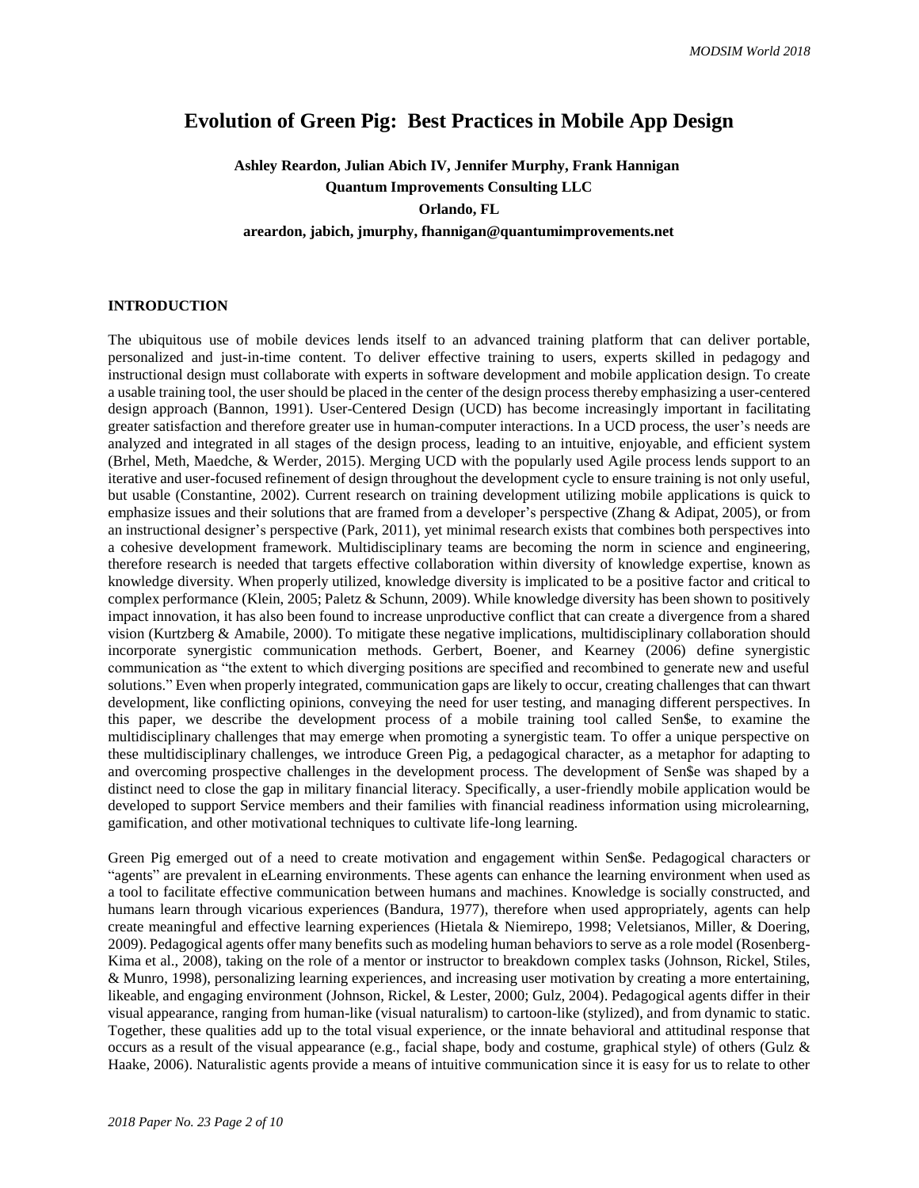# Evolution of Green Pig: Best Practices in Mobile App Design

**Ashley Reardon, Julian Abich IV, Jennifer Murphy, Frank Hannigan**
**Quantum Improvements Consulting LLC**
**Orlando, FL**
**areardon, jabich, jmurphy, fhannigan@quantumimprovements.net**

## INTRODUCTION

The ubiquitous use of mobile devices lends itself to an advanced training platform that can deliver portable, personalized and just-in-time content. To deliver effective training to users, experts skilled in pedagogy and instructional design must collaborate with experts in software development and mobile application design. To create a usable training tool, the user should be placed in the center of the design process thereby emphasizing a user-centered design approach (Bannon, 1991). User-Centered Design (UCD) has become increasingly important in facilitating greater satisfaction and therefore greater use in human-computer interactions. In a UCD process, the user's needs are analyzed and integrated in all stages of the design process, leading to an intuitive, enjoyable, and efficient system (Brhel, Meth, Maedche, & Werder, 2015). Merging UCD with the popularly used Agile process lends support to an iterative and user-focused refinement of design throughout the development cycle to ensure training is not only useful, but usable (Constantine, 2002). Current research on training development utilizing mobile applications is quick to emphasize issues and their solutions that are framed from a developer's perspective (Zhang & Adipat, 2005), or from an instructional designer's perspective (Park, 2011), yet minimal research exists that combines both perspectives into a cohesive development framework. Multidisciplinary teams are becoming the norm in science and engineering, therefore research is needed that targets effective collaboration within diversity of knowledge expertise, known as knowledge diversity. When properly utilized, knowledge diversity is implicated to be a positive factor and critical to complex performance (Klein, 2005; Paletz & Schunn, 2009). While knowledge diversity has been shown to positively impact innovation, it has also been found to increase unproductive conflict that can create a divergence from a shared vision (Kurtzberg & Amabile, 2000). To mitigate these negative implications, multidisciplinary collaboration should incorporate synergistic communication methods. Gerbert, Boener, and Kearney (2006) define synergistic communication as "the extent to which diverging positions are specified and recombined to generate new and useful solutions." Even when properly integrated, communication gaps are likely to occur, creating challenges that can thwart development, like conflicting opinions, conveying the need for user testing, and managing different perspectives. In this paper, we describe the development process of a mobile training tool called Sen$e, to examine the multidisciplinary challenges that may emerge when promoting a synergistic team. To offer a unique perspective on these multidisciplinary challenges, we introduce Green Pig, a pedagogical character, as a metaphor for adapting to and overcoming prospective challenges in the development process. The development of Sen$e was shaped by a distinct need to close the gap in military financial literacy. Specifically, a user-friendly mobile application would be developed to support Service members and their families with financial readiness information using microlearning, gamification, and other motivational techniques to cultivate life-long learning.

Green Pig emerged out of a need to create motivation and engagement within Sen$e. Pedagogical characters or "agents" are prevalent in eLearning environments. These agents can enhance the learning environment when used as a tool to facilitate effective communication between humans and machines. Knowledge is socially constructed, and humans learn through vicarious experiences (Bandura, 1977), therefore when used appropriately, agents can help create meaningful and effective learning experiences (Hietala & Niemirepo, 1998; Veletsianos, Miller, & Doering, 2009). Pedagogical agents offer many benefits such as modeling human behaviors to serve as a role model (Rosenberg-Kima et al., 2008), taking on the role of a mentor or instructor to breakdown complex tasks (Johnson, Rickel, Stiles, & Munro, 1998), personalizing learning experiences, and increasing user motivation by creating a more entertaining, likeable, and engaging environment (Johnson, Rickel, & Lester, 2000; Gulz, 2004). Pedagogical agents differ in their visual appearance, ranging from human-like (visual naturalism) to cartoon-like (stylized), and from dynamic to static. Together, these qualities add up to the total visual experience, or the innate behavioral and attitudinal response that occurs as a result of the visual appearance (e.g., facial shape, body and costume, graphical style) of others (Gulz & Haake, 2006). Naturalistic agents provide a means of intuitive communication since it is easy for us to relate to other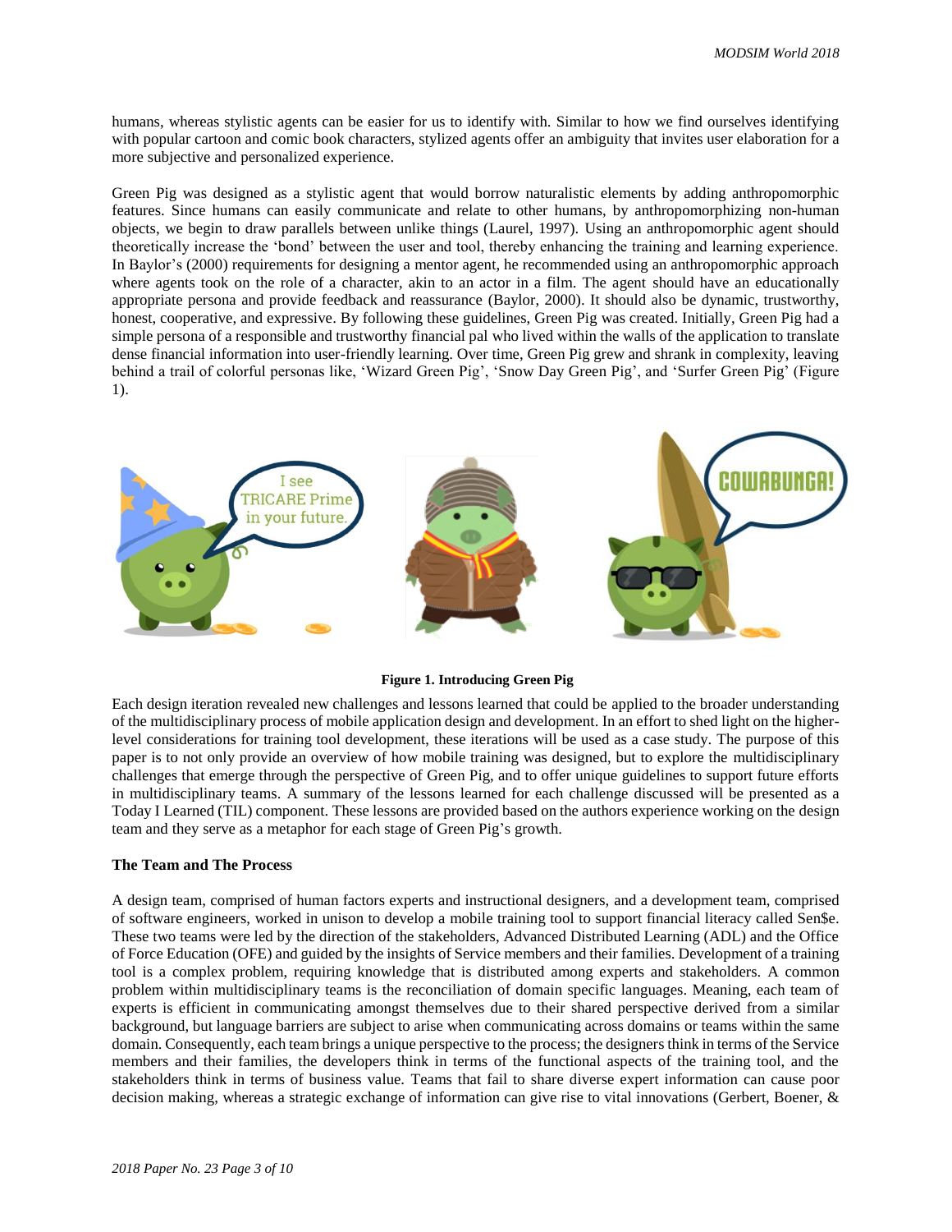humans, whereas stylistic agents can be easier for us to identify with. Similar to how we find ourselves identifying with popular cartoon and comic book characters, stylized agents offer an ambiguity that invites user elaboration for a more subjective and personalized experience.

Green Pig was designed as a stylistic agent that would borrow naturalistic elements by adding anthropomorphic features. Since humans can easily communicate and relate to other humans, by anthropomorphizing non-human objects, we begin to draw parallels between unlike things (Laurel, 1997). Using an anthropomorphic agent should theoretically increase the 'bond' between the user and tool, thereby enhancing the training and learning experience. In Baylor's (2000) requirements for designing a mentor agent, he recommended using an anthropomorphic approach where agents took on the role of a character, akin to an actor in a film. The agent should have an educationally appropriate persona and provide feedback and reassurance (Baylor, 2000). It should also be dynamic, trustworthy, honest, cooperative, and expressive. By following these guidelines, Green Pig was created. Initially, Green Pig had a simple persona of a responsible and trustworthy financial pal who lived within the walls of the application to translate dense financial information into user-friendly learning. Over time, Green Pig grew and shrank in complexity, leaving behind a trail of colorful personas like, 'Wizard Green Pig', 'Snow Day Green Pig', and 'Surfer Green Pig' (Figure 1).

**Figure 1. Introducing Green Pig**

Each design iteration revealed new challenges and lessons learned that could be applied to the broader understanding of the multidisciplinary process of mobile application design and development. In an effort to shed light on the higher-level considerations for training tool development, these iterations will be used as a case study. The purpose of this paper is to not only provide an overview of how mobile training was designed, but to explore the multidisciplinary challenges that emerge through the perspective of Green Pig, and to offer unique guidelines to support future efforts in multidisciplinary teams. A summary of the lessons learned for each challenge discussed will be presented as a Today I Learned (TIL) component. These lessons are provided based on the authors experience working on the design team and they serve as a metaphor for each stage of Green Pig's growth.

**The Team and The Process**

A design team, comprised of human factors experts and instructional designers, and a development team, comprised of software engineers, worked in unison to develop a mobile training tool to support financial literacy called Sen$e. These two teams were led by the direction of the stakeholders, Advanced Distributed Learning (ADL) and the Office of Force Education (OFE) and guided by the insights of Service members and their families. Development of a training tool is a complex problem, requiring knowledge that is distributed among experts and stakeholders. A common problem within multidisciplinary teams is the reconciliation of domain specific languages. Meaning, each team of experts is efficient in communicating amongst themselves due to their shared perspective derived from a similar background, but language barriers are subject to arise when communicating across domains or teams within the same domain. Consequently, each team brings a unique perspective to the process; the designers think in terms of the Service members and their families, the developers think in terms of the functional aspects of the training tool, and the stakeholders think in terms of business value. Teams that fail to share diverse expert information can cause poor decision making, whereas a strategic exchange of information can give rise to vital innovations (Gerbert, Boener, &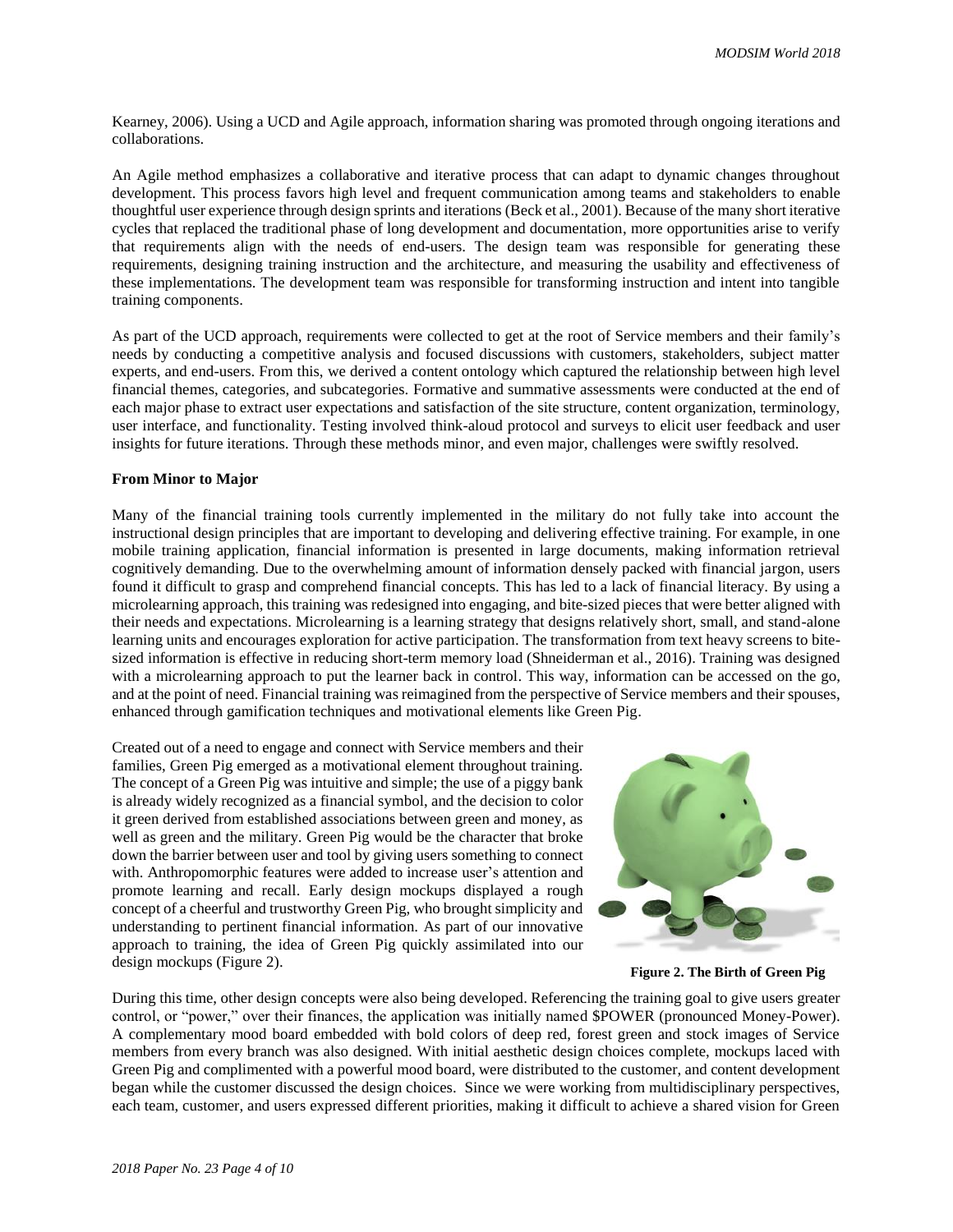Kearney, 2006). Using a UCD and Agile approach, information sharing was promoted through ongoing iterations and collaborations.

An Agile method emphasizes a collaborative and iterative process that can adapt to dynamic changes throughout development. This process favors high level and frequent communication among teams and stakeholders to enable thoughtful user experience through design sprints and iterations (Beck et al., 2001). Because of the many short iterative cycles that replaced the traditional phase of long development and documentation, more opportunities arise to verify that requirements align with the needs of end-users. The design team was responsible for generating these requirements, designing training instruction and the architecture, and measuring the usability and effectiveness of these implementations. The development team was responsible for transforming instruction and intent into tangible training components.

As part of the UCD approach, requirements were collected to get at the root of Service members and their family's needs by conducting a competitive analysis and focused discussions with customers, stakeholders, subject matter experts, and end-users. From this, we derived a content ontology which captured the relationship between high level financial themes, categories, and subcategories. Formative and summative assessments were conducted at the end of each major phase to extract user expectations and satisfaction of the site structure, content organization, terminology, user interface, and functionality. Testing involved think-aloud protocol and surveys to elicit user feedback and user insights for future iterations. Through these methods minor, and even major, challenges were swiftly resolved.

**From Minor to Major**

Many of the financial training tools currently implemented in the military do not fully take into account the instructional design principles that are important to developing and delivering effective training. For example, in one mobile training application, financial information is presented in large documents, making information retrieval cognitively demanding. Due to the overwhelming amount of information densely packed with financial jargon, users found it difficult to grasp and comprehend financial concepts. This has led to a lack of financial literacy. By using a microlearning approach, this training was redesigned into engaging, and bite-sized pieces that were better aligned with their needs and expectations. Microlearning is a learning strategy that designs relatively short, small, and stand-alone learning units and encourages exploration for active participation. The transformation from text heavy screens to bite-sized information is effective in reducing short-term memory load (Shneiderman et al., 2016). Training was designed with a microlearning approach to put the learner back in control. This way, information can be accessed on the go, and at the point of need. Financial training was reimagined from the perspective of Service members and their spouses, enhanced through gamification techniques and motivational elements like Green Pig.

Created out of a need to engage and connect with Service members and their families, Green Pig emerged as a motivational element throughout training. The concept of a Green Pig was intuitive and simple; the use of a piggy bank is already widely recognized as a financial symbol, and the decision to color it green derived from established associations between green and money, as well as green and the military. Green Pig would be the character that broke down the barrier between user and tool by giving users something to connect with. Anthropomorphic features were added to increase user's attention and promote learning and recall. Early design mockups displayed a rough concept of a cheerful and trustworthy Green Pig, who brought simplicity and understanding to pertinent financial information. As part of our innovative approach to training, the idea of Green Pig quickly assimilated into our design mockups (Figure 2).

**Figure 2. The Birth of Green Pig**

During this time, other design concepts were also being developed. Referencing the training goal to give users greater control, or "power," over their finances, the application was initially named $POWER (pronounced Money-Power). A complementary mood board embedded with bold colors of deep red, forest green and stock images of Service members from every branch was also designed. With initial aesthetic design choices complete, mockups laced with Green Pig and complimented with a powerful mood board, were distributed to the customer, and content development began while the customer discussed the design choices. Since we were working from multidisciplinary perspectives, each team, customer, and users expressed different priorities, making it difficult to achieve a shared vision for Green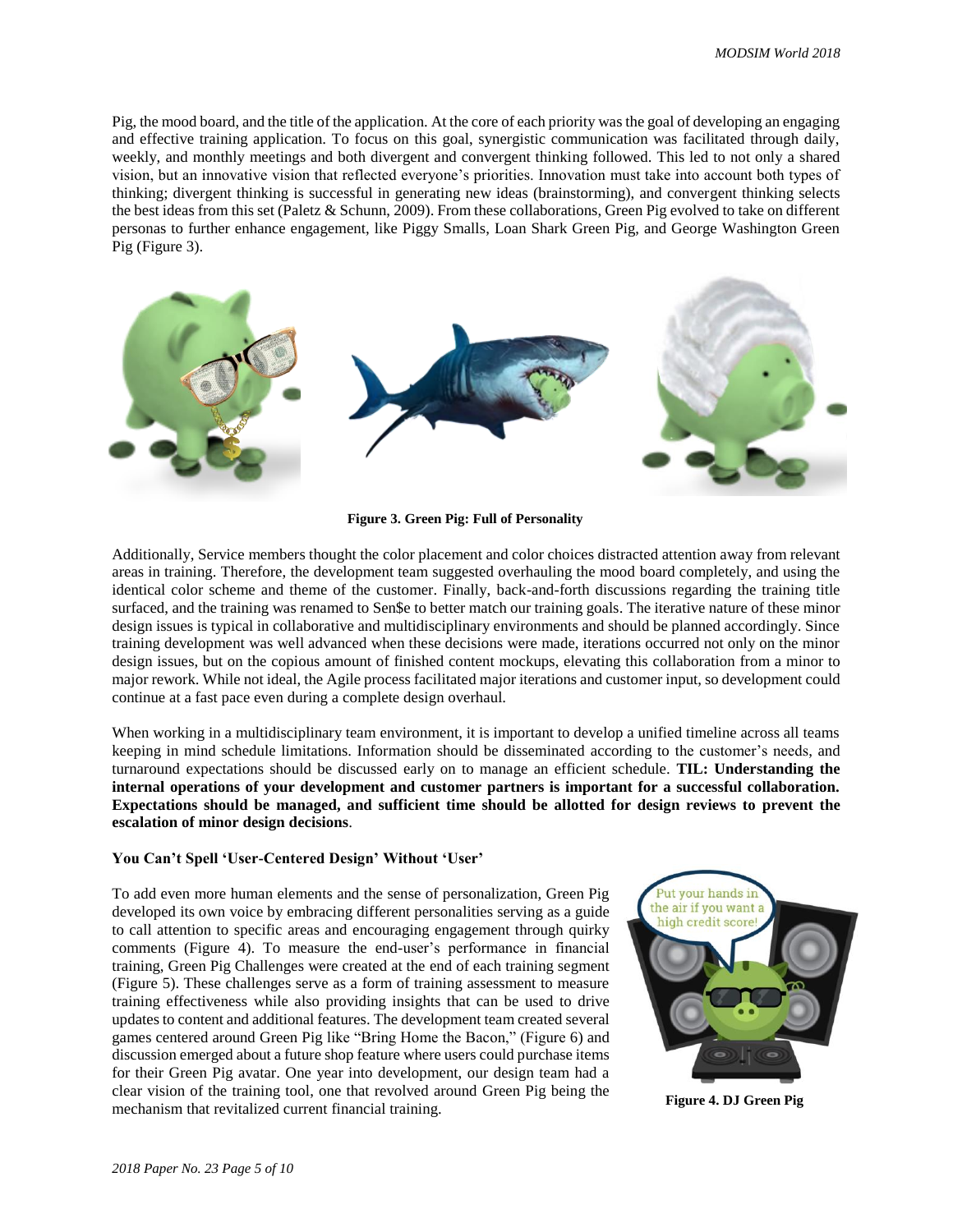Pig, the mood board, and the title of the application. At the core of each priority was the goal of developing an engaging and effective training application. To focus on this goal, synergistic communication was facilitated through daily, weekly, and monthly meetings and both divergent and convergent thinking followed. This led to not only a shared vision, but an innovative vision that reflected everyone's priorities. Innovation must take into account both types of thinking; divergent thinking is successful in generating new ideas (brainstorming), and convergent thinking selects the best ideas from this set (Paletz & Schunn, 2009). From these collaborations, Green Pig evolved to take on different personas to further enhance engagement, like Piggy Smalls, Loan Shark Green Pig, and George Washington Green Pig (Figure 3).

**Figure 3. Green Pig: Full of Personality**

Additionally, Service members thought the color placement and color choices distracted attention away from relevant areas in training. Therefore, the development team suggested overhauling the mood board completely, and using the identical color scheme and theme of the customer. Finally, back-and-forth discussions regarding the training title surfaced, and the training was renamed to Sen$e to better match our training goals. The iterative nature of these minor design issues is typical in collaborative and multidisciplinary environments and should be planned accordingly. Since training development was well advanced when these decisions were made, iterations occurred not only on the minor design issues, but on the copious amount of finished content mockups, elevating this collaboration from a minor to major rework. While not ideal, the Agile process facilitated major iterations and customer input, so development could continue at a fast pace even during a complete design overhaul.

When working in a multidisciplinary team environment, it is important to develop a unified timeline across all teams keeping in mind schedule limitations. Information should be disseminated according to the customer's needs, and turnaround expectations should be discussed early on to manage an efficient schedule. **TIL: Understanding the internal operations of your development and customer partners is important for a successful collaboration. Expectations should be managed, and sufficient time should be allotted for design reviews to prevent the escalation of minor design decisions**.

### You Can't Spell 'User-Centered Design' Without 'User'

To add even more human elements and the sense of personalization, Green Pig developed its own voice by embracing different personalities serving as a guide to call attention to specific areas and encouraging engagement through quirky comments (Figure 4). To measure the end-user's performance in financial training, Green Pig Challenges were created at the end of each training segment (Figure 5). These challenges serve as a form of training assessment to measure training effectiveness while also providing insights that can be used to drive updates to content and additional features. The development team created several games centered around Green Pig like "Bring Home the Bacon," (Figure 6) and discussion emerged about a future shop feature where users could purchase items for their Green Pig avatar. One year into development, our design team had a clear vision of the training tool, one that revolved around Green Pig being the mechanism that revitalized current financial training.

**Figure 4. DJ Green Pig**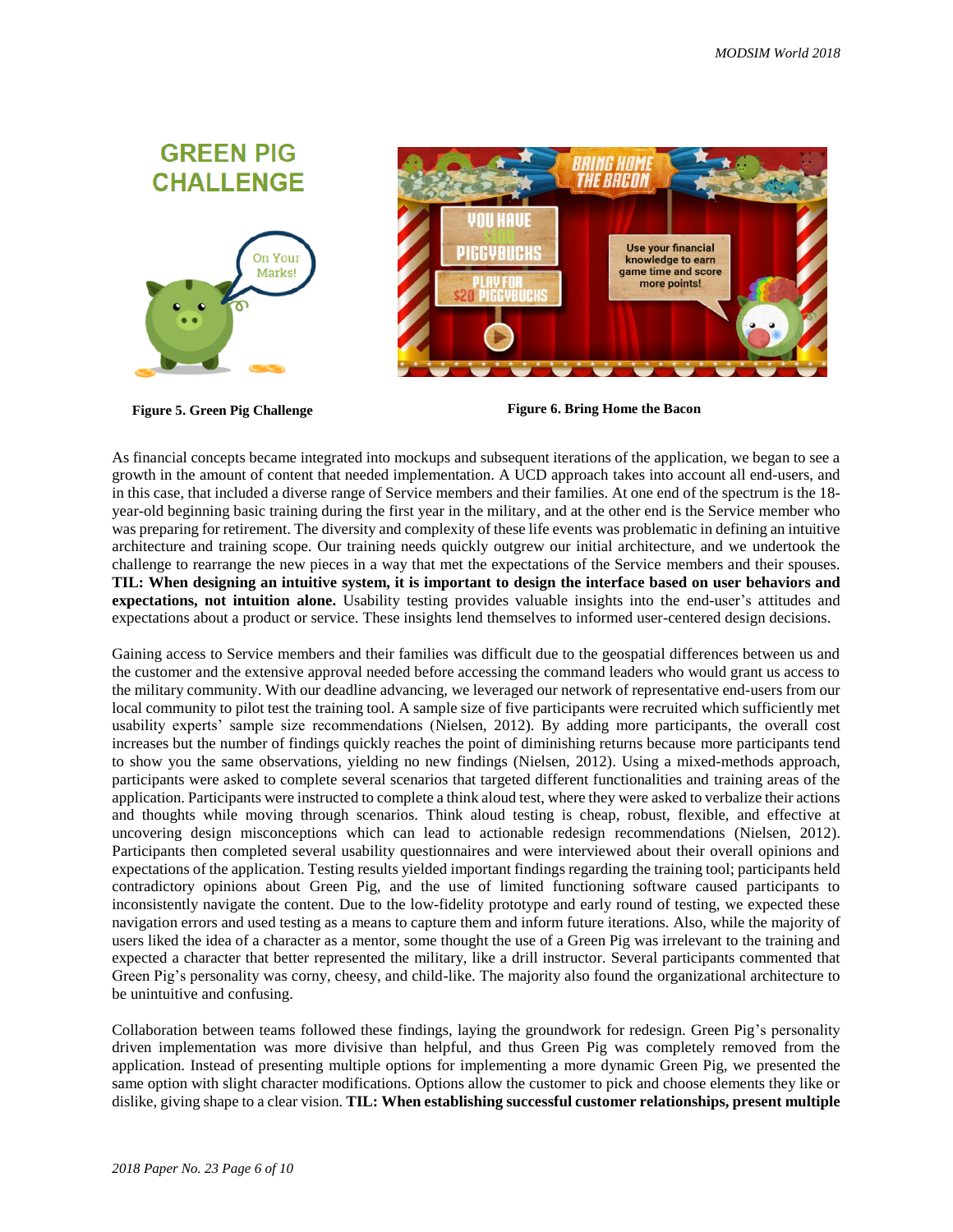Figure 5. Green Pig Challenge

Figure 6. Bring Home the Bacon

As financial concepts became integrated into mockups and subsequent iterations of the application, we began to see a growth in the amount of content that needed implementation. A UCD approach takes into account all end-users, and in this case, that included a diverse range of Service members and their families. At one end of the spectrum is the 18-year-old beginning basic training during the first year in the military, and at the other end is the Service member who was preparing for retirement. The diversity and complexity of these life events was problematic in defining an intuitive architecture and training scope. Our training needs quickly outgrew our initial architecture, and we undertook the challenge to rearrange the new pieces in a way that met the expectations of the Service members and their spouses. **TIL: When designing an intuitive system, it is important to design the interface based on user behaviors and expectations, not intuition alone.** Usability testing provides valuable insights into the end-user's attitudes and expectations about a product or service. These insights lend themselves to informed user-centered design decisions.

Gaining access to Service members and their families was difficult due to the geospatial differences between us and the customer and the extensive approval needed before accessing the command leaders who would grant us access to the military community. With our deadline advancing, we leveraged our network of representative end-users from our local community to pilot test the training tool. A sample size of five participants were recruited which sufficiently met usability experts' sample size recommendations (Nielsen, 2012). By adding more participants, the overall cost increases but the number of findings quickly reaches the point of diminishing returns because more participants tend to show you the same observations, yielding no new findings (Nielsen, 2012). Using a mixed-methods approach, participants were asked to complete several scenarios that targeted different functionalities and training areas of the application. Participants were instructed to complete a think aloud test, where they were asked to verbalize their actions and thoughts while moving through scenarios. Think aloud testing is cheap, robust, flexible, and effective at uncovering design misconceptions which can lead to actionable redesign recommendations (Nielsen, 2012). Participants then completed several usability questionnaires and were interviewed about their overall opinions and expectations of the application. Testing results yielded important findings regarding the training tool; participants held contradictory opinions about Green Pig, and the use of limited functioning software caused participants to inconsistently navigate the content. Due to the low-fidelity prototype and early round of testing, we expected these navigation errors and used testing as a means to capture them and inform future iterations. Also, while the majority of users liked the idea of a character as a mentor, some thought the use of a Green Pig was irrelevant to the training and expected a character that better represented the military, like a drill instructor. Several participants commented that Green Pig's personality was corny, cheesy, and child-like. The majority also found the organizational architecture to be unintuitive and confusing.

Collaboration between teams followed these findings, laying the groundwork for redesign. Green Pig's personality driven implementation was more divisive than helpful, and thus Green Pig was completely removed from the application. Instead of presenting multiple options for implementing a more dynamic Green Pig, we presented the same option with slight character modifications. Options allow the customer to pick and choose elements they like or dislike, giving shape to a clear vision. **TIL: When establishing successful customer relationships, present multiple**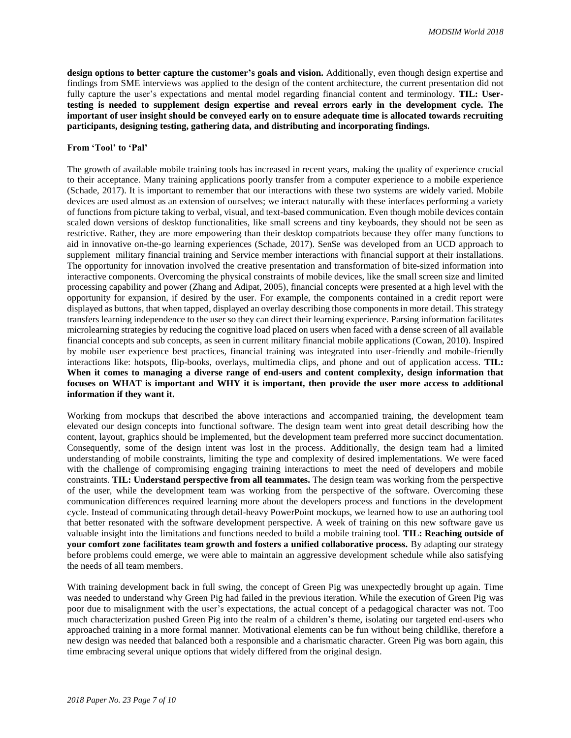**design options to better capture the customer's goals and vision.** Additionally, even though design expertise and findings from SME interviews was applied to the design of the content architecture, the current presentation did not fully capture the user's expectations and mental model regarding financial content and terminology. **TIL: User-testing is needed to supplement design expertise and reveal errors early in the development cycle. The important of user insight should be conveyed early on to ensure adequate time is allocated towards recruiting participants, designing testing, gathering data, and distributing and incorporating findings.**

**From 'Tool' to 'Pal'**

The growth of available mobile training tools has increased in recent years, making the quality of experience crucial to their acceptance. Many training applications poorly transfer from a computer experience to a mobile experience (Schade, 2017). It is important to remember that our interactions with these two systems are widely varied. Mobile devices are used almost as an extension of ourselves; we interact naturally with these interfaces performing a variety of functions from picture taking to verbal, visual, and text-based communication. Even though mobile devices contain scaled down versions of desktop functionalities, like small screens and tiny keyboards, they should not be seen as restrictive. Rather, they are more empowering than their desktop compatriots because they offer many functions to aid in innovative on-the-go learning experiences (Schade, 2017). Sen$e was developed from an UCD approach to supplement military financial training and Service member interactions with financial support at their installations. The opportunity for innovation involved the creative presentation and transformation of bite-sized information into interactive components. Overcoming the physical constraints of mobile devices, like the small screen size and limited processing capability and power (Zhang and Adipat, 2005), financial concepts were presented at a high level with the opportunity for expansion, if desired by the user. For example, the components contained in a credit report were displayed as buttons, that when tapped, displayed an overlay describing those components in more detail. This strategy transfers learning independence to the user so they can direct their learning experience. Parsing information facilitates microlearning strategies by reducing the cognitive load placed on users when faced with a dense screen of all available financial concepts and sub concepts, as seen in current military financial mobile applications (Cowan, 2010). Inspired by mobile user experience best practices, financial training was integrated into user-friendly and mobile-friendly interactions like: hotspots, flip-books, overlays, multimedia clips, and phone and out of application access. **TIL: When it comes to managing a diverse range of end-users and content complexity, design information that focuses on WHAT is important and WHY it is important, then provide the user more access to additional information if they want it.**

Working from mockups that described the above interactions and accompanied training, the development team elevated our design concepts into functional software. The design team went into great detail describing how the content, layout, graphics should be implemented, but the development team preferred more succinct documentation. Consequently, some of the design intent was lost in the process. Additionally, the design team had a limited understanding of mobile constraints, limiting the type and complexity of desired implementations. We were faced with the challenge of compromising engaging training interactions to meet the need of developers and mobile constraints. **TIL: Understand perspective from all teammates.** The design team was working from the perspective of the user, while the development team was working from the perspective of the software. Overcoming these communication differences required learning more about the developers process and functions in the development cycle. Instead of communicating through detail-heavy PowerPoint mockups, we learned how to use an authoring tool that better resonated with the software development perspective. A week of training on this new software gave us valuable insight into the limitations and functions needed to build a mobile training tool. **TIL: Reaching outside of your comfort zone facilitates team growth and fosters a unified collaborative process.** By adapting our strategy before problems could emerge, we were able to maintain an aggressive development schedule while also satisfying the needs of all team members.

With training development back in full swing, the concept of Green Pig was unexpectedly brought up again. Time was needed to understand why Green Pig had failed in the previous iteration. While the execution of Green Pig was poor due to misalignment with the user's expectations, the actual concept of a pedagogical character was not. Too much characterization pushed Green Pig into the realm of a children's theme, isolating our targeted end-users who approached training in a more formal manner. Motivational elements can be fun without being childlike, therefore a new design was needed that balanced both a responsible and a charismatic character. Green Pig was born again, this time embracing several unique options that widely differed from the original design.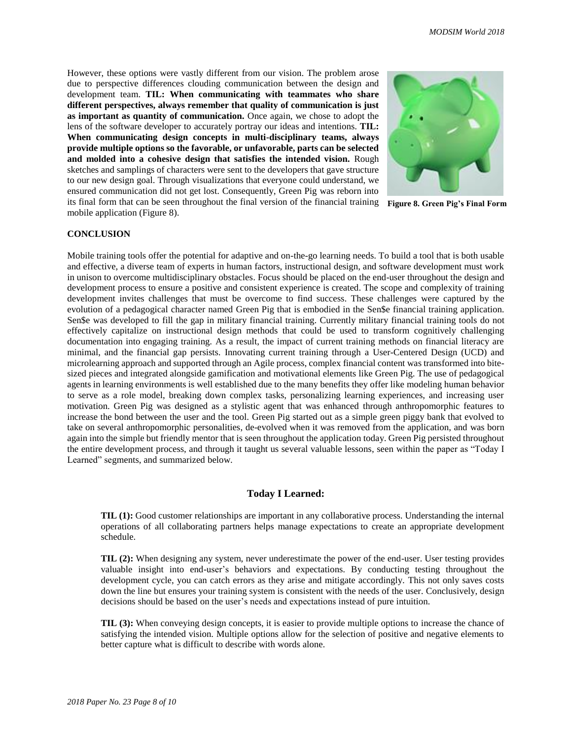However, these options were vastly different from our vision. The problem arose due to perspective differences clouding communication between the design and development team. **TIL: When communicating with teammates who share different perspectives, always remember that quality of communication is just as important as quantity of communication.** Once again, we chose to adopt the lens of the software developer to accurately portray our ideas and intentions. **TIL: When communicating design concepts in multi-disciplinary teams, always provide multiple options so the favorable, or unfavorable, parts can be selected and molded into a cohesive design that satisfies the intended vision.** Rough sketches and samplings of characters were sent to the developers that gave structure to our new design goal. Through visualizations that everyone could understand, we ensured communication did not get lost. Consequently, Green Pig was reborn into its final form that can be seen throughout the final version of the financial training mobile application (Figure 8).

**Figure 8. Green Pig's Final Form**

## CONCLUSION

Mobile training tools offer the potential for adaptive and on-the-go learning needs. To build a tool that is both usable and effective, a diverse team of experts in human factors, instructional design, and software development must work in unison to overcome multidisciplinary obstacles. Focus should be placed on the end-user throughout the design and development process to ensure a positive and consistent experience is created. The scope and complexity of training development invites challenges that must be overcome to find success. These challenges were captured by the evolution of a pedagogical character named Green Pig that is embodied in the Sen$e financial training application. Sen$e was developed to fill the gap in military financial training. Currently military financial training tools do not effectively capitalize on instructional design methods that could be used to transform cognitively challenging documentation into engaging training. As a result, the impact of current training methods on financial literacy are minimal, and the financial gap persists. Innovating current training through a User-Centered Design (UCD) and microlearning approach and supported through an Agile process, complex financial content was transformed into bite-sized pieces and integrated alongside gamification and motivational elements like Green Pig. The use of pedagogical agents in learning environments is well established due to the many benefits they offer like modeling human behavior to serve as a role model, breaking down complex tasks, personalizing learning experiences, and increasing user motivation. Green Pig was designed as a stylistic agent that was enhanced through anthropomorphic features to increase the bond between the user and the tool. Green Pig started out as a simple green piggy bank that evolved to take on several anthropomorphic personalities, de-evolved when it was removed from the application, and was born again into the simple but friendly mentor that is seen throughout the application today. Green Pig persisted throughout the entire development process, and through it taught us several valuable lessons, seen within the paper as "Today I Learned" segments, and summarized below.

### Today I Learned:

**TIL (1):** Good customer relationships are important in any collaborative process. Understanding the internal operations of all collaborating partners helps manage expectations to create an appropriate development schedule.

**TIL (2):** When designing any system, never underestimate the power of the end-user. User testing provides valuable insight into end-user's behaviors and expectations. By conducting testing throughout the development cycle, you can catch errors as they arise and mitigate accordingly. This not only saves costs down the line but ensures your training system is consistent with the needs of the user. Conclusively, design decisions should be based on the user's needs and expectations instead of pure intuition.

**TIL (3):** When conveying design concepts, it is easier to provide multiple options to increase the chance of satisfying the intended vision. Multiple options allow for the selection of positive and negative elements to better capture what is difficult to describe with words alone.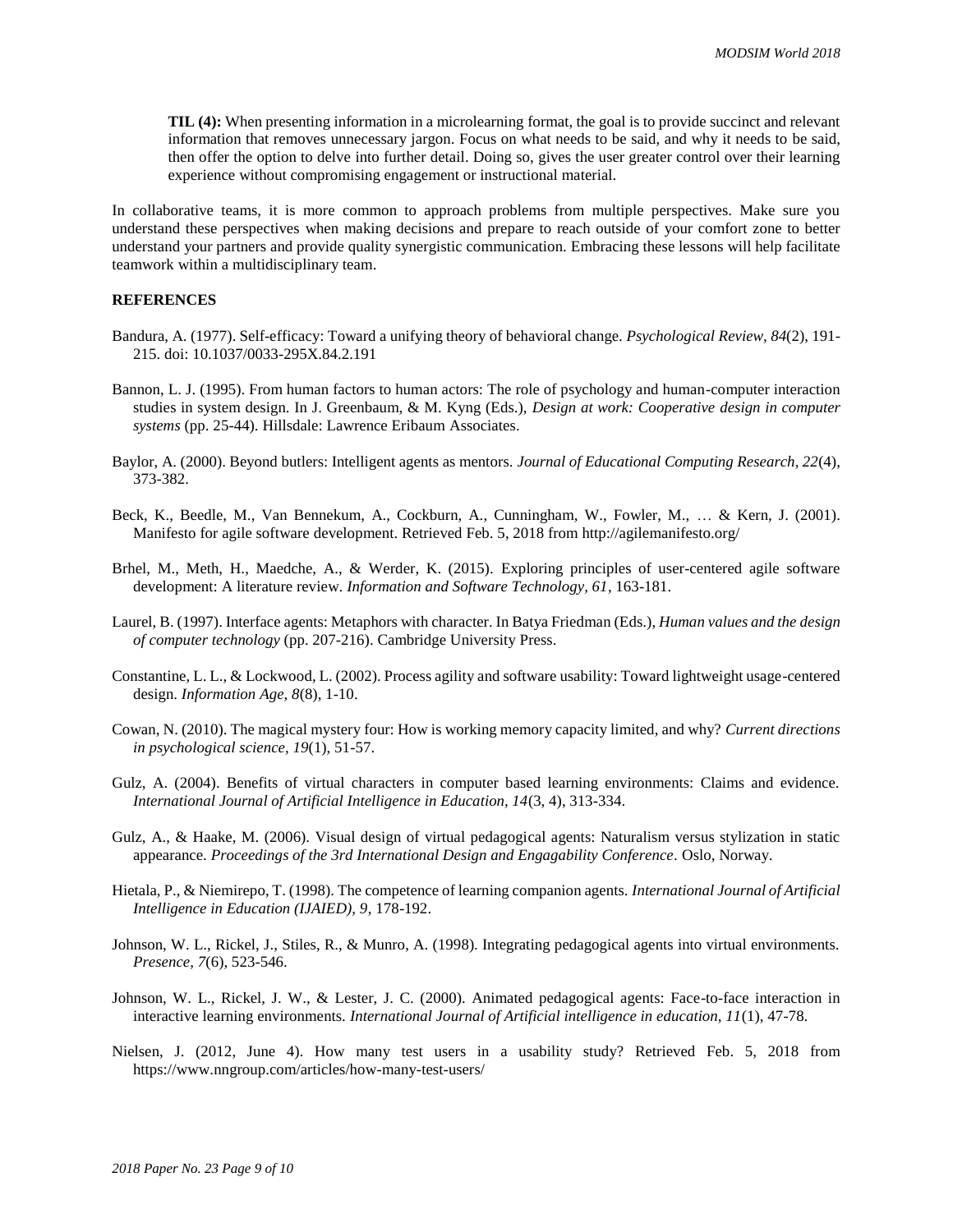**TIL (4):** When presenting information in a microlearning format, the goal is to provide succinct and relevant information that removes unnecessary jargon. Focus on what needs to be said, and why it needs to be said, then offer the option to delve into further detail. Doing so, gives the user greater control over their learning experience without compromising engagement or instructional material.

In collaborative teams, it is more common to approach problems from multiple perspectives. Make sure you understand these perspectives when making decisions and prepare to reach outside of your comfort zone to better understand your partners and provide quality synergistic communication. Embracing these lessons will help facilitate teamwork within a multidisciplinary team.

## REFERENCES

Bandura, A. (1977). Self-efficacy: Toward a unifying theory of behavioral change. *Psychological Review, 84*(2), 191-215. doi: 10.1037/0033-295X.84.2.191

Bannon, L. J. (1995). From human factors to human actors: The role of psychology and human-computer interaction studies in system design. In J. Greenbaum, & M. Kyng (Eds.), *Design at work: Cooperative design in computer systems* (pp. 25-44). Hillsdale: Lawrence Eribaum Associates.

Baylor, A. (2000). Beyond butlers: Intelligent agents as mentors. *Journal of Educational Computing Research, 22*(4), 373-382.

Beck, K., Beedle, M., Van Bennekum, A., Cockburn, A., Cunningham, W., Fowler, M., … & Kern, J. (2001). Manifesto for agile software development. Retrieved Feb. 5, 2018 from http://agilemanifesto.org/

Brhel, M., Meth, H., Maedche, A., & Werder, K. (2015). Exploring principles of user-centered agile software development: A literature review. *Information and Software Technology, 61*, 163-181.

Laurel, B. (1997). Interface agents: Metaphors with character. In Batya Friedman (Eds.), *Human values and the design of computer technology* (pp. 207-216). Cambridge University Press.

Constantine, L. L., & Lockwood, L. (2002). Process agility and software usability: Toward lightweight usage-centered design. *Information Age, 8*(8), 1-10.

Cowan, N. (2010). The magical mystery four: How is working memory capacity limited, and why? *Current directions in psychological science, 19*(1), 51-57.

Gulz, A. (2004). Benefits of virtual characters in computer based learning environments: Claims and evidence. *International Journal of Artificial Intelligence in Education, 14*(3, 4), 313-334.

Gulz, A., & Haake, M. (2006). Visual design of virtual pedagogical agents: Naturalism versus stylization in static appearance. *Proceedings of the 3rd International Design and Engagability Conference*. Oslo, Norway.

Hietala, P., & Niemirepo, T. (1998). The competence of learning companion agents. *International Journal of Artificial Intelligence in Education (IJAIED), 9*, 178-192.

Johnson, W. L., Rickel, J., Stiles, R., & Munro, A. (1998). Integrating pedagogical agents into virtual environments. *Presence, 7*(6), 523-546.

Johnson, W. L., Rickel, J. W., & Lester, J. C. (2000). Animated pedagogical agents: Face-to-face interaction in interactive learning environments. *International Journal of Artificial intelligence in education, 11*(1), 47-78.

Nielsen, J. (2012, June 4). How many test users in a usability study? Retrieved Feb. 5, 2018 from https://www.nngroup.com/articles/how-many-test-users/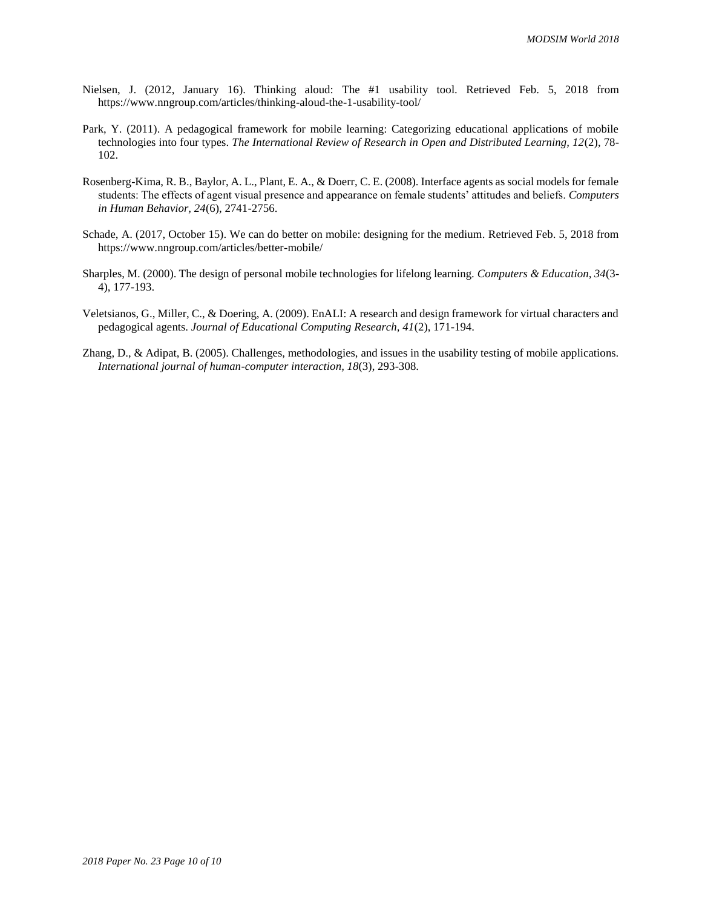Nielsen, J. (2012, January 16). Thinking aloud: The #1 usability tool. Retrieved Feb. 5, 2018 from https://www.nngroup.com/articles/thinking-aloud-the-1-usability-tool/

Park, Y. (2011). A pedagogical framework for mobile learning: Categorizing educational applications of mobile technologies into four types. *The International Review of Research in Open and Distributed Learning, 12*(2), 78-102.

Rosenberg-Kima, R. B., Baylor, A. L., Plant, E. A., & Doerr, C. E. (2008). Interface agents as social models for female students: The effects of agent visual presence and appearance on female students' attitudes and beliefs. *Computers in Human Behavior, 24*(6), 2741-2756.

Schade, A. (2017, October 15). We can do better on mobile: designing for the medium. Retrieved Feb. 5, 2018 from https://www.nngroup.com/articles/better-mobile/

Sharples, M. (2000). The design of personal mobile technologies for lifelong learning. *Computers & Education, 34*(3-4), 177-193.

Veletsianos, G., Miller, C., & Doering, A. (2009). EnALI: A research and design framework for virtual characters and pedagogical agents. *Journal of Educational Computing Research, 41*(2), 171-194.

Zhang, D., & Adipat, B. (2005). Challenges, methodologies, and issues in the usability testing of mobile applications. *International journal of human-computer interaction, 18*(3), 293-308.